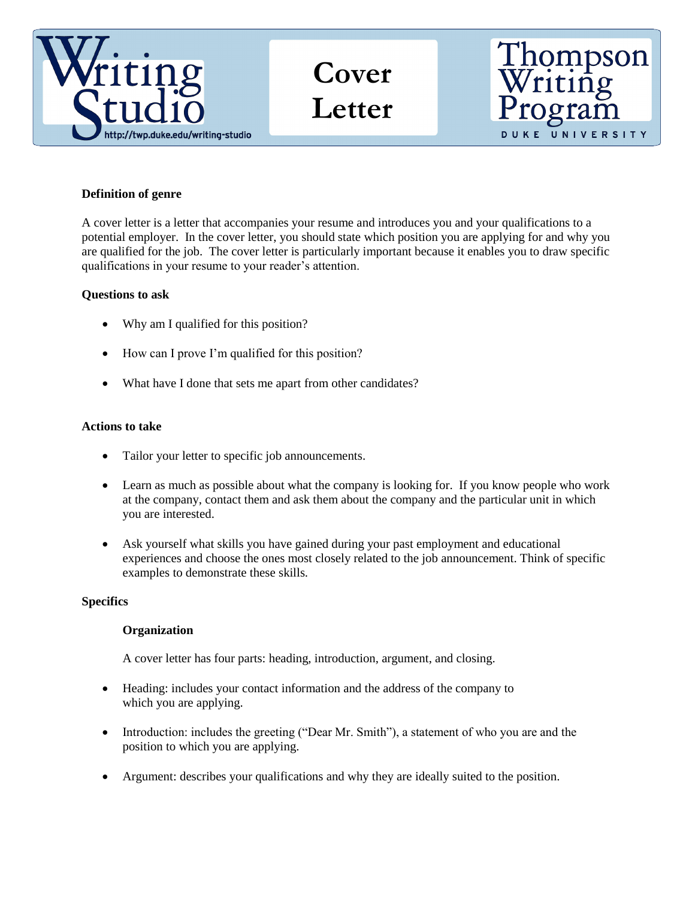Writing Studio
http://twp.duke.edu/writing-studio

# Cover Letter

Thompson Writing Program
DUKE UNIVERSITY

**Definition of genre**

A cover letter is a letter that accompanies your resume and introduces you and your qualifications to a potential employer. In the cover letter, you should state which position you are applying for and why you are qualified for the job. The cover letter is particularly important because it enables you to draw specific qualifications in your resume to your reader's attention.

**Questions to ask**

- Why am I qualified for this position?
- How can I prove I'm qualified for this position?
- What have I done that sets me apart from other candidates?

**Actions to take**

- Tailor your letter to specific job announcements.
- Learn as much as possible about what the company is looking for. If you know people who work at the company, contact them and ask them about the company and the particular unit in which you are interested.
- Ask yourself what skills you have gained during your past employment and educational experiences and choose the ones most closely related to the job announcement. Think of specific examples to demonstrate these skills.

**Specifics**

**Organization**

A cover letter has four parts: heading, introduction, argument, and closing.

- Heading: includes your contact information and the address of the company to which you are applying.
- Introduction: includes the greeting ("Dear Mr. Smith"), a statement of who you are and the position to which you are applying.
- Argument: describes your qualifications and why they are ideally suited to the position.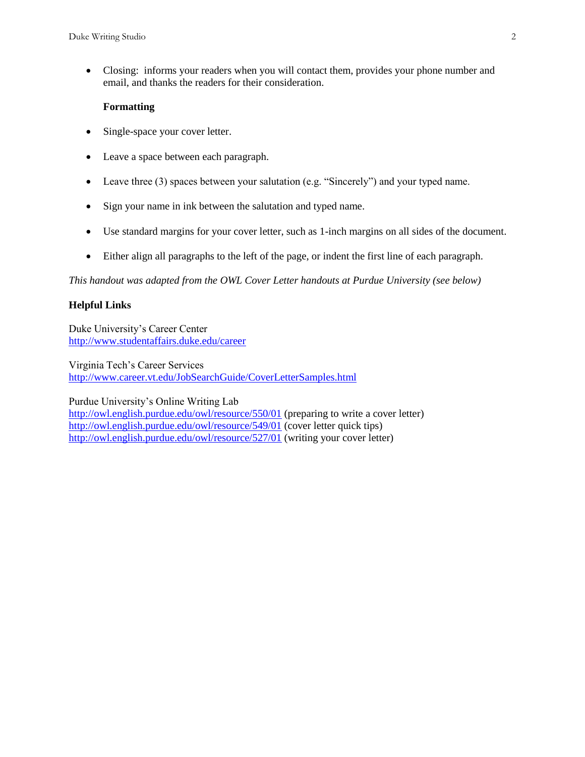- Closing: informs your readers when you will contact them, provides your phone number and email, and thanks the readers for their consideration.

**Formatting**

- Single-space your cover letter.
- Leave a space between each paragraph.
- Leave three (3) spaces between your salutation (e.g. "Sincerely") and your typed name.
- Sign your name in ink between the salutation and typed name.
- Use standard margins for your cover letter, such as 1-inch margins on all sides of the document.
- Either align all paragraphs to the left of the page, or indent the first line of each paragraph.

*This handout was adapted from the OWL Cover Letter handouts at Purdue University (see below)*

**Helpful Links**

Duke University's Career Center
http://www.studentaffairs.duke.edu/career

Virginia Tech's Career Services
http://www.career.vt.edu/JobSearchGuide/CoverLetterSamples.html

Purdue University's Online Writing Lab
http://owl.english.purdue.edu/owl/resource/550/01 (preparing to write a cover letter)
http://owl.english.purdue.edu/owl/resource/549/01 (cover letter quick tips)
http://owl.english.purdue.edu/owl/resource/527/01 (writing your cover letter)